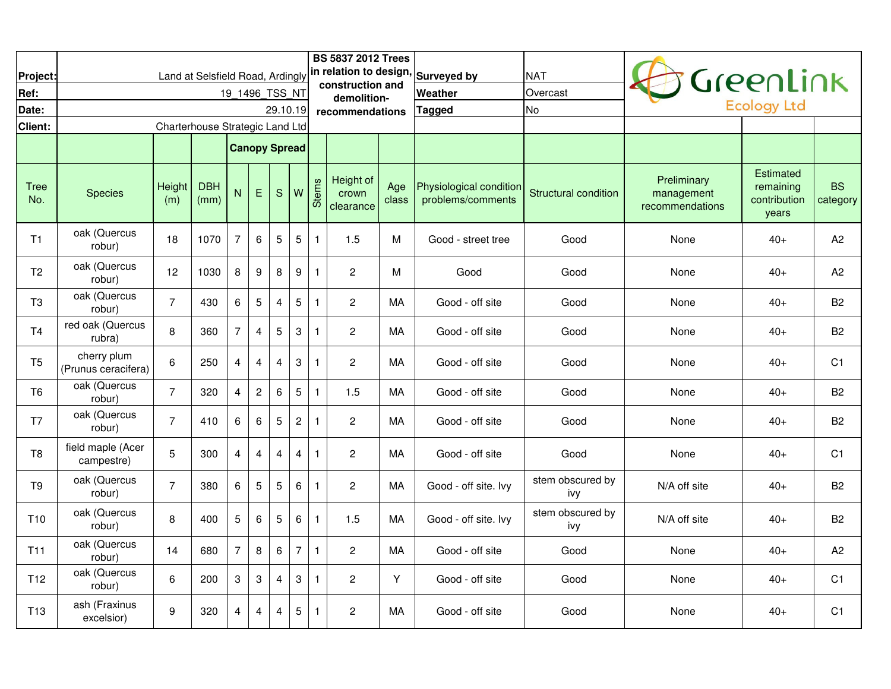| Project: | Land at Selsfield Road, Ardingly | BS 5837 2012 Trees in relation to design, construction and demolition-recommendations | Surveyed by | NAT |
|---|---|---|---|---|
| Ref: | 19_1496_TSS_NT | | Weather | Overcast |
| Date: | 29.10.19 | | Tagged | No |
| Client: | Charterhouse Strategic Land Ltd | | | |

GreenLink Ecology Ltd

| Tree No. | Species | Height (m) | DBH (mm) | Canopy Spread N | E | S | W | Stems | Height of crown clearance | Age class | Physiological condition problems/comments | Structural condition | Preliminary management recommendations | Estimated remaining contribution years | BS category |
|---|---|---|---|---|---|---|---|---|---|---|---|---|---|---|---|
| T1 | oak (Quercus robur) | 18 | 1070 | 7 | 6 | 5 | 5 | 1 | 1.5 | M | Good - street tree | Good | None | 40+ | A2 |
| T2 | oak (Quercus robur) | 12 | 1030 | 8 | 9 | 8 | 9 | 1 | 2 | M | Good | Good | None | 40+ | A2 |
| T3 | oak (Quercus robur) | 7 | 430 | 6 | 5 | 4 | 5 | 1 | 2 | MA | Good - off site | Good | None | 40+ | B2 |
| T4 | red oak (Quercus rubra) | 8 | 360 | 7 | 4 | 5 | 3 | 1 | 2 | MA | Good - off site | Good | None | 40+ | B2 |
| T5 | cherry plum (Prunus ceracifera) | 6 | 250 | 4 | 4 | 4 | 3 | 1 | 2 | MA | Good - off site | Good | None | 40+ | C1 |
| T6 | oak (Quercus robur) | 7 | 320 | 4 | 2 | 6 | 5 | 1 | 1.5 | MA | Good - off site | Good | None | 40+ | B2 |
| T7 | oak (Quercus robur) | 7 | 410 | 6 | 6 | 5 | 2 | 1 | 2 | MA | Good - off site | Good | None | 40+ | B2 |
| T8 | field maple (Acer campestre) | 5 | 300 | 4 | 4 | 4 | 4 | 1 | 2 | MA | Good - off site | Good | None | 40+ | C1 |
| T9 | oak (Quercus robur) | 7 | 380 | 6 | 5 | 5 | 6 | 1 | 2 | MA | Good - off site. Ivy | stem obscured by ivy | N/A off site | 40+ | B2 |
| T10 | oak (Quercus robur) | 8 | 400 | 5 | 6 | 5 | 6 | 1 | 1.5 | MA | Good - off site. Ivy | stem obscured by ivy | N/A off site | 40+ | B2 |
| T11 | oak (Quercus robur) | 14 | 680 | 7 | 8 | 6 | 7 | 1 | 2 | MA | Good - off site | Good | None | 40+ | A2 |
| T12 | oak (Quercus robur) | 6 | 200 | 3 | 3 | 4 | 3 | 1 | 2 | Y | Good - off site | Good | None | 40+ | C1 |
| T13 | ash (Fraxinus excelsior) | 9 | 320 | 4 | 4 | 4 | 5 | 1 | 2 | MA | Good - off site | Good | None | 40+ | C1 |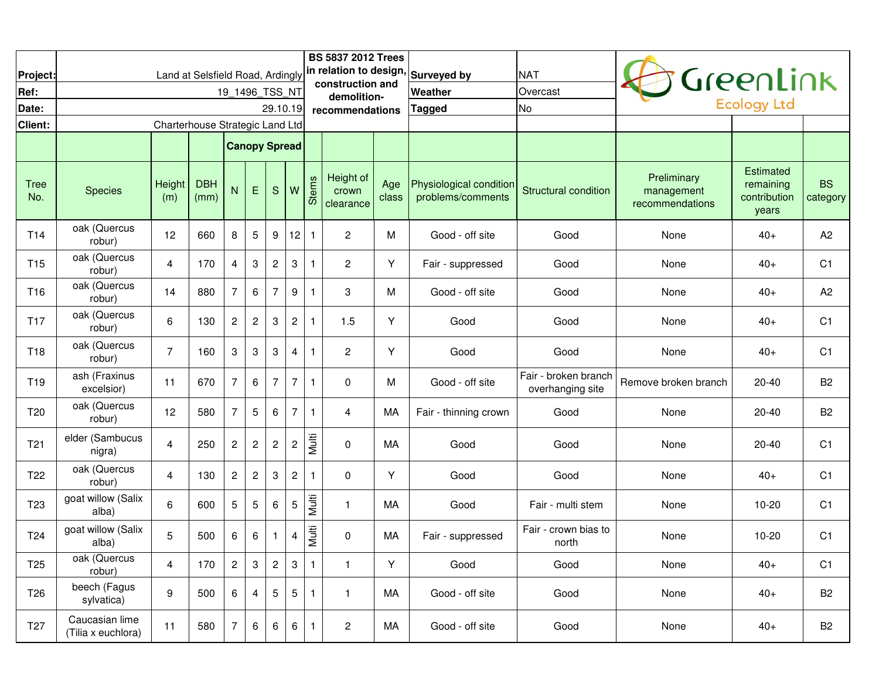| Project: | Land at Selsfield Road, Ardingly | BS 5837 2012 Trees in relation to design, construction and demolition- recommendations | Surveyed by | NAT |
|---|---|---|---|---|
| Ref: | 19_1496_TSS_NT | | Weather | Overcast |
| Date: | 29.10.19 | | Tagged | No |
| Client: | Charterhouse Strategic Land Ltd | | | |

GreenLink Ecology Ltd

| Tree No. | Species | Height (m) | DBH (mm) | Canopy Spread N | E | S | W | Stems | Height of crown clearance | Age class | Physiological condition problems/comments | Structural condition | Preliminary management recommendations | Estimated remaining contribution years | BS category |
|---|---|---|---|---|---|---|---|---|---|---|---|---|---|---|---|
| T14 | oak (Quercus robur) | 12 | 660 | 8 | 5 | 9 | 12 | 1 | 2 | M | Good - off site | Good | None | 40+ | A2 |
| T15 | oak (Quercus robur) | 4 | 170 | 4 | 3 | 2 | 3 | 1 | 2 | Y | Fair - suppressed | Good | None | 40+ | C1 |
| T16 | oak (Quercus robur) | 14 | 880 | 7 | 6 | 7 | 9 | 1 | 3 | M | Good - off site | Good | None | 40+ | A2 |
| T17 | oak (Quercus robur) | 6 | 130 | 2 | 2 | 3 | 2 | 1 | 1.5 | Y | Good | Good | None | 40+ | C1 |
| T18 | oak (Quercus robur) | 7 | 160 | 3 | 3 | 3 | 4 | 1 | 2 | Y | Good | Good | None | 40+ | C1 |
| T19 | ash (Fraxinus excelsior) | 11 | 670 | 7 | 6 | 7 | 7 | 1 | 0 | M | Good - off site | Fair - broken branch overhanging site | Remove broken branch | 20-40 | B2 |
| T20 | oak (Quercus robur) | 12 | 580 | 7 | 5 | 6 | 7 | 1 | 4 | MA | Fair - thinning crown | Good | None | 20-40 | B2 |
| T21 | elder (Sambucus nigra) | 4 | 250 | 2 | 2 | 2 | 2 | Multi | 0 | MA | Good | Good | None | 20-40 | C1 |
| T22 | oak (Quercus robur) | 4 | 130 | 2 | 2 | 3 | 2 | 1 | 0 | Y | Good | Good | None | 40+ | C1 |
| T23 | goat willow (Salix alba) | 6 | 600 | 5 | 5 | 6 | 5 | Multi | 1 | MA | Good | Fair - multi stem | None | 10-20 | C1 |
| T24 | goat willow (Salix alba) | 5 | 500 | 6 | 6 | 1 | 4 | Multi | 0 | MA | Fair - suppressed | Fair - crown bias to north | None | 10-20 | C1 |
| T25 | oak (Quercus robur) | 4 | 170 | 2 | 3 | 2 | 3 | 1 | 1 | Y | Good | Good | None | 40+ | C1 |
| T26 | beech (Fagus sylvatica) | 9 | 500 | 6 | 4 | 5 | 5 | 1 | 1 | MA | Good - off site | Good | None | 40+ | B2 |
| T27 | Caucasian lime (Tilia x euchlora) | 11 | 580 | 7 | 6 | 6 | 6 | 1 | 2 | MA | Good - off site | Good | None | 40+ | B2 |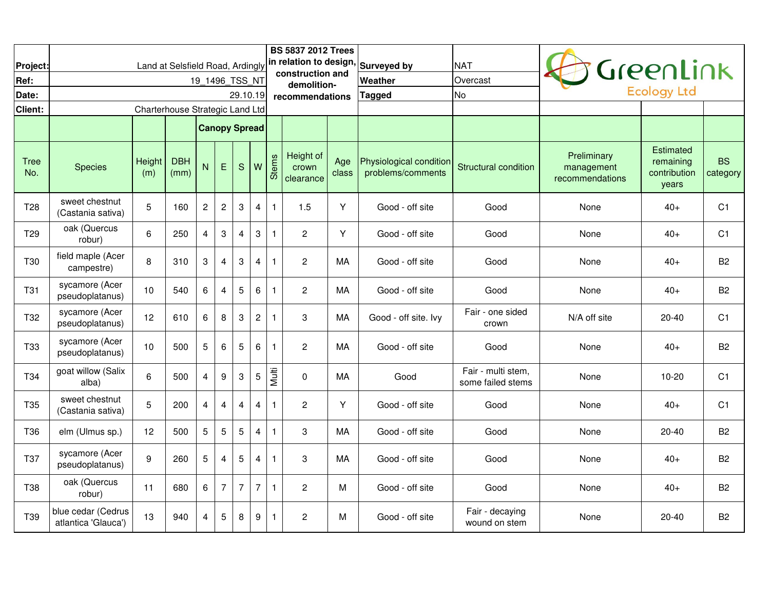| Project: | Land at Selsfield Road, Ardingly | | | | | | | BS 5837 2012 Trees in relation to design, construction and demolition- recommendations | | | Surveyed by | NAT | GreenLink Ecology Ltd | | |
|---|---|---|---|---|---|---|---|---|---|---|---|---|---|---|---|
| Ref: | 19_1496_TSS_NT | | | | | | | | | | Weather | Overcast | | | |
| Date: | 29.10.19 | | | | | | | | | | Tagged | No | | | |
| Client: | Charterhouse Strategic Land Ltd | | | | | | | | | | | | | | |
| | | | | Canopy Spread | | | | | | | | | | | |
| Tree No. | Species | Height (m) | DBH (mm) | N | E | S | W | Stems | Height of crown clearance | Age class | Physiological condition problems/comments | Structural condition | Preliminary management recommendations | Estimated remaining contribution years | BS category |
| T28 | sweet chestnut (Castania sativa) | 5 | 160 | 2 | 2 | 3 | 4 | 1 | 1.5 | Y | Good - off site | Good | None | 40+ | C1 |
| T29 | oak (Quercus robur) | 6 | 250 | 4 | 3 | 4 | 3 | 1 | 2 | Y | Good - off site | Good | None | 40+ | C1 |
| T30 | field maple (Acer campestre) | 8 | 310 | 3 | 4 | 3 | 4 | 1 | 2 | MA | Good - off site | Good | None | 40+ | B2 |
| T31 | sycamore (Acer pseudoplatanus) | 10 | 540 | 6 | 4 | 5 | 6 | 1 | 2 | MA | Good - off site | Good | None | 40+ | B2 |
| T32 | sycamore (Acer pseudoplatanus) | 12 | 610 | 6 | 8 | 3 | 2 | 1 | 3 | MA | Good - off site. Ivy | Fair - one sided crown | N/A off site | 20-40 | C1 |
| T33 | sycamore (Acer pseudoplatanus) | 10 | 500 | 5 | 6 | 5 | 6 | 1 | 2 | MA | Good - off site | Good | None | 40+ | B2 |
| T34 | goat willow (Salix alba) | 6 | 500 | 4 | 9 | 3 | 5 | Multi | 0 | MA | Good | Fair - multi stem, some failed stems | None | 10-20 | C1 |
| T35 | sweet chestnut (Castania sativa) | 5 | 200 | 4 | 4 | 4 | 4 | 1 | 2 | Y | Good - off site | Good | None | 40+ | C1 |
| T36 | elm (Ulmus sp.) | 12 | 500 | 5 | 5 | 5 | 4 | 1 | 3 | MA | Good - off site | Good | None | 20-40 | B2 |
| T37 | sycamore (Acer pseudoplatanus) | 9 | 260 | 5 | 4 | 5 | 4 | 1 | 3 | MA | Good - off site | Good | None | 40+ | B2 |
| T38 | oak (Quercus robur) | 11 | 680 | 6 | 7 | 7 | 7 | 1 | 2 | M | Good - off site | Good | None | 40+ | B2 |
| T39 | blue cedar (Cedrus atlantica 'Glauca') | 13 | 940 | 4 | 5 | 8 | 9 | 1 | 2 | M | Good - off site | Fair - decaying wound on stem | None | 20-40 | B2 |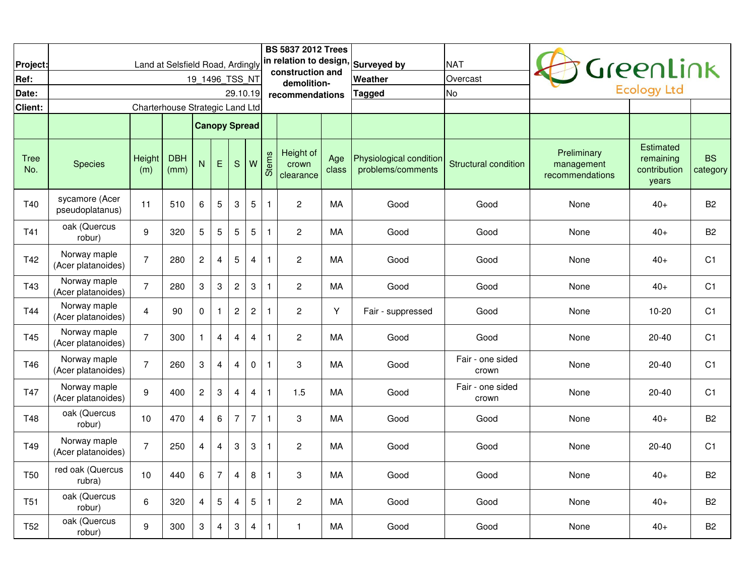| Project: | Land at Selsfield Road, Ardingly | BS 5837 2012 Trees in relation to design, construction and demolition- recommendations | Surveyed by | NAT |
|---|---|---|---|---|
| Ref: | 19_1496_TSS_NT | | Weather | Overcast |
| Date: | 29.10.19 | | Tagged | No |
| Client: | Charterhouse Strategic Land Ltd | | | |

GreenLink Ecology Ltd

| Tree No. | Species | Height (m) | DBH (mm) | Canopy Spread N | E | S | W | Stems | Height of crown clearance | Age class | Physiological condition problems/comments | Structural condition | Preliminary management recommendations | Estimated remaining contribution years | BS category |
|---|---|---|---|---|---|---|---|---|---|---|---|---|---|---|---|
| T40 | sycamore (Acer pseudoplatanus) | 11 | 510 | 6 | 5 | 3 | 5 | 1 | 2 | MA | Good | Good | None | 40+ | B2 |
| T41 | oak (Quercus robur) | 9 | 320 | 5 | 5 | 5 | 5 | 1 | 2 | MA | Good | Good | None | 40+ | B2 |
| T42 | Norway maple (Acer platanoides) | 7 | 280 | 2 | 4 | 5 | 4 | 1 | 2 | MA | Good | Good | None | 40+ | C1 |
| T43 | Norway maple (Acer platanoides) | 7 | 280 | 3 | 3 | 2 | 3 | 1 | 2 | MA | Good | Good | None | 40+ | C1 |
| T44 | Norway maple (Acer platanoides) | 4 | 90 | 0 | 1 | 2 | 2 | 1 | 2 | Y | Fair - suppressed | Good | None | 10-20 | C1 |
| T45 | Norway maple (Acer platanoides) | 7 | 300 | 1 | 4 | 4 | 4 | 1 | 2 | MA | Good | Good | None | 20-40 | C1 |
| T46 | Norway maple (Acer platanoides) | 7 | 260 | 3 | 4 | 4 | 0 | 1 | 3 | MA | Good | Fair - one sided crown | None | 20-40 | C1 |
| T47 | Norway maple (Acer platanoides) | 9 | 400 | 2 | 3 | 4 | 4 | 1 | 1.5 | MA | Good | Fair - one sided crown | None | 20-40 | C1 |
| T48 | oak (Quercus robur) | 10 | 470 | 4 | 6 | 7 | 7 | 1 | 3 | MA | Good | Good | None | 40+ | B2 |
| T49 | Norway maple (Acer platanoides) | 7 | 250 | 4 | 4 | 3 | 3 | 1 | 2 | MA | Good | Good | None | 20-40 | C1 |
| T50 | red oak (Quercus rubra) | 10 | 440 | 6 | 7 | 4 | 8 | 1 | 3 | MA | Good | Good | None | 40+ | B2 |
| T51 | oak (Quercus robur) | 6 | 320 | 4 | 5 | 4 | 5 | 1 | 2 | MA | Good | Good | None | 40+ | B2 |
| T52 | oak (Quercus robur) | 9 | 300 | 3 | 4 | 3 | 4 | 1 | 1 | MA | Good | Good | None | 40+ | B2 |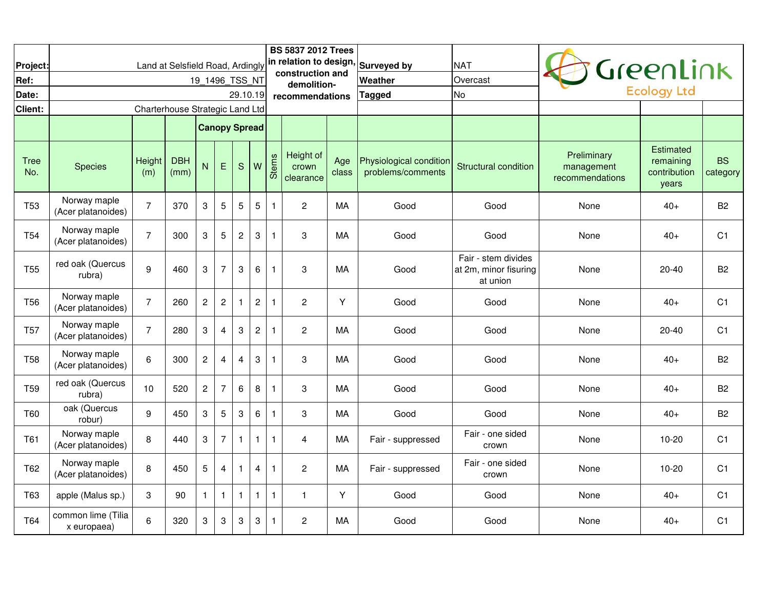| Project: | Land at Selsfield Road, Ardingly | BS 5837 2012 Trees in relation to design, construction and demolition-recommendations | Surveyed by | NAT | GreenLink Ecology Ltd |
|---|---|---|---|---|---|
| Ref: | 19_1496_TSS_NT | | Weather | Overcast | |
| Date: | 29.10.19 | | Tagged | No | |
| Client: | Charterhouse Strategic Land Ltd | | | | |

| Tree No. | Species | Height (m) | DBH (mm) | Canopy Spread N | E | S | W | Stems | Height of crown clearance | Age class | Physiological condition problems/comments | Structural condition | Preliminary management recommendations | Estimated remaining contribution years | BS category |
|---|---|---|---|---|---|---|---|---|---|---|---|---|---|---|---|
| T53 | Norway maple (Acer platanoides) | 7 | 370 | 3 | 5 | 5 | 5 | 1 | 2 | MA | Good | Good | None | 40+ | B2 |
| T54 | Norway maple (Acer platanoides) | 7 | 300 | 3 | 5 | 2 | 3 | 1 | 3 | MA | Good | Good | None | 40+ | C1 |
| T55 | red oak (Quercus rubra) | 9 | 460 | 3 | 7 | 3 | 6 | 1 | 3 | MA | Good | Fair - stem divides at 2m, minor fisuring at union | None | 20-40 | B2 |
| T56 | Norway maple (Acer platanoides) | 7 | 260 | 2 | 2 | 1 | 2 | 1 | 2 | Y | Good | Good | None | 40+ | C1 |
| T57 | Norway maple (Acer platanoides) | 7 | 280 | 3 | 4 | 3 | 2 | 1 | 2 | MA | Good | Good | None | 20-40 | C1 |
| T58 | Norway maple (Acer platanoides) | 6 | 300 | 2 | 4 | 4 | 3 | 1 | 3 | MA | Good | Good | None | 40+ | B2 |
| T59 | red oak (Quercus rubra) | 10 | 520 | 2 | 7 | 6 | 8 | 1 | 3 | MA | Good | Good | None | 40+ | B2 |
| T60 | oak (Quercus robur) | 9 | 450 | 3 | 5 | 3 | 6 | 1 | 3 | MA | Good | Good | None | 40+ | B2 |
| T61 | Norway maple (Acer platanoides) | 8 | 440 | 3 | 7 | 1 | 1 | 1 | 4 | MA | Fair - suppressed | Fair - one sided crown | None | 10-20 | C1 |
| T62 | Norway maple (Acer platanoides) | 8 | 450 | 5 | 4 | 1 | 4 | 1 | 2 | MA | Fair - suppressed | Fair - one sided crown | None | 10-20 | C1 |
| T63 | apple (Malus sp.) | 3 | 90 | 1 | 1 | 1 | 1 | 1 | 1 | Y | Good | Good | None | 40+ | C1 |
| T64 | common lime (Tilia x europaea) | 6 | 320 | 3 | 3 | 3 | 3 | 1 | 2 | MA | Good | Good | None | 40+ | C1 |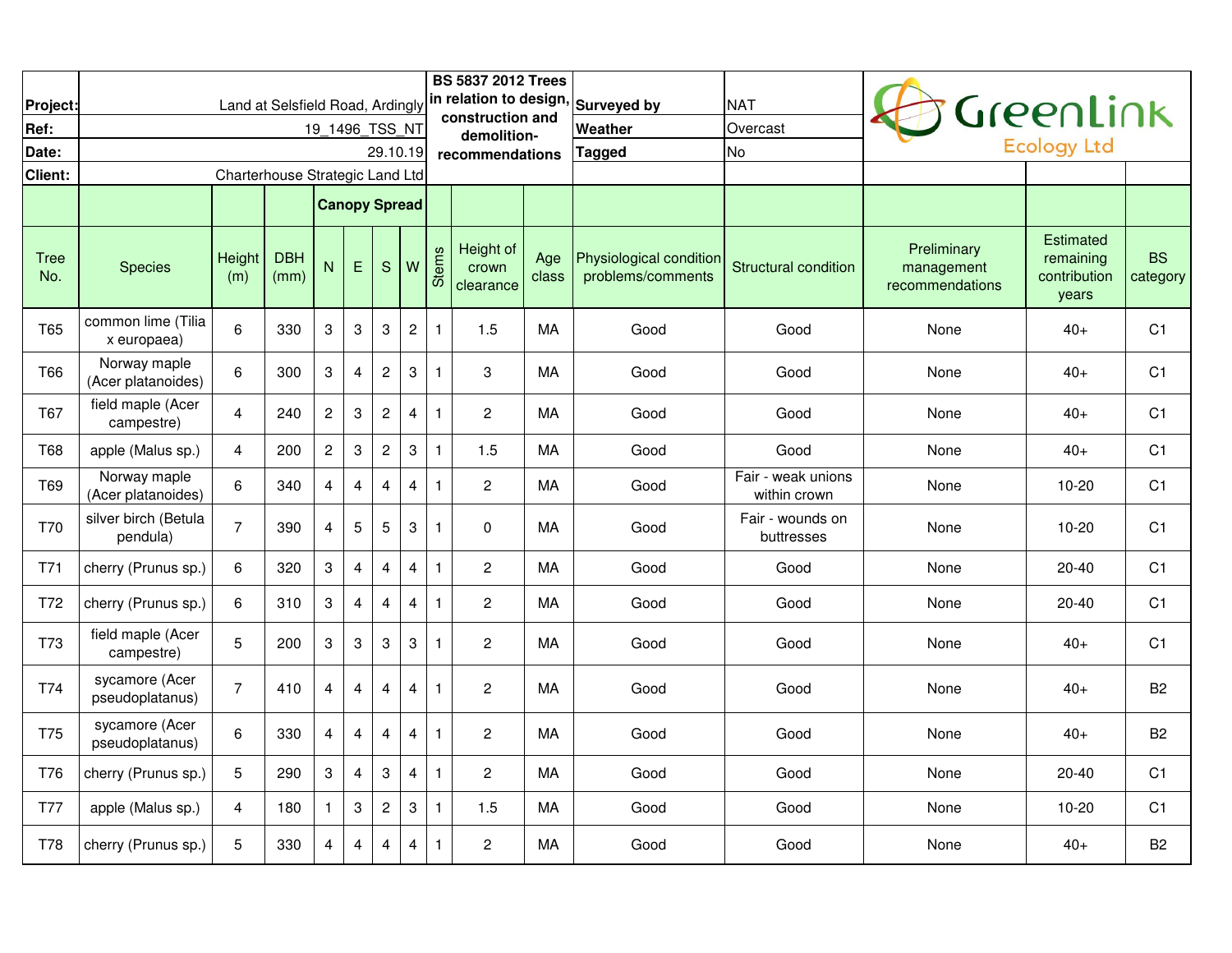| **Project:** | Land at Selsfield Road, Ardingly | **BS 5837 2012 Trees in relation to design, construction and demolition-recommendations** | **Surveyed by** | NAT | GreenLink Ecology Ltd |
|---|---|---|---|---|---|
| **Ref:** | 19_1496_TSS_NT | | **Weather** | Overcast | |
| **Date:** | 29.10.19 | | **Tagged** | No | |
| **Client:** | Charterhouse Strategic Land Ltd | | | | |

| Tree No. | Species | Height (m) | DBH (mm) | Canopy Spread N | E | S | W | Stems | Height of crown clearance | Age class | Physiological condition problems/comments | Structural condition | Preliminary management recommendations | Estimated remaining contribution years | BS category |
|---|---|---|---|---|---|---|---|---|---|---|---|---|---|---|---|
| T65 | common lime (Tilia x europaea) | 6 | 330 | 3 | 3 | 3 | 2 | 1 | 1.5 | MA | Good | Good | None | 40+ | C1 |
| T66 | Norway maple (Acer platanoides) | 6 | 300 | 3 | 4 | 2 | 3 | 1 | 3 | MA | Good | Good | None | 40+ | C1 |
| T67 | field maple (Acer campestre) | 4 | 240 | 2 | 3 | 2 | 4 | 1 | 2 | MA | Good | Good | None | 40+ | C1 |
| T68 | apple (Malus sp.) | 4 | 200 | 2 | 3 | 2 | 3 | 1 | 1.5 | MA | Good | Good | None | 40+ | C1 |
| T69 | Norway maple (Acer platanoides) | 6 | 340 | 4 | 4 | 4 | 4 | 1 | 2 | MA | Good | Fair - weak unions within crown | None | 10-20 | C1 |
| T70 | silver birch (Betula pendula) | 7 | 390 | 4 | 5 | 5 | 3 | 1 | 0 | MA | Good | Fair - wounds on buttresses | None | 10-20 | C1 |
| T71 | cherry (Prunus sp.) | 6 | 320 | 3 | 4 | 4 | 4 | 1 | 2 | MA | Good | Good | None | 20-40 | C1 |
| T72 | cherry (Prunus sp.) | 6 | 310 | 3 | 4 | 4 | 4 | 1 | 2 | MA | Good | Good | None | 20-40 | C1 |
| T73 | field maple (Acer campestre) | 5 | 200 | 3 | 3 | 3 | 3 | 1 | 2 | MA | Good | Good | None | 40+ | C1 |
| T74 | sycamore (Acer pseudoplatanus) | 7 | 410 | 4 | 4 | 4 | 4 | 1 | 2 | MA | Good | Good | None | 40+ | B2 |
| T75 | sycamore (Acer pseudoplatanus) | 6 | 330 | 4 | 4 | 4 | 4 | 1 | 2 | MA | Good | Good | None | 40+ | B2 |
| T76 | cherry (Prunus sp.) | 5 | 290 | 3 | 4 | 3 | 4 | 1 | 2 | MA | Good | Good | None | 20-40 | C1 |
| T77 | apple (Malus sp.) | 4 | 180 | 1 | 3 | 2 | 3 | 1 | 1.5 | MA | Good | Good | None | 10-20 | C1 |
| T78 | cherry (Prunus sp.) | 5 | 330 | 4 | 4 | 4 | 4 | 1 | 2 | MA | Good | Good | None | 40+ | B2 |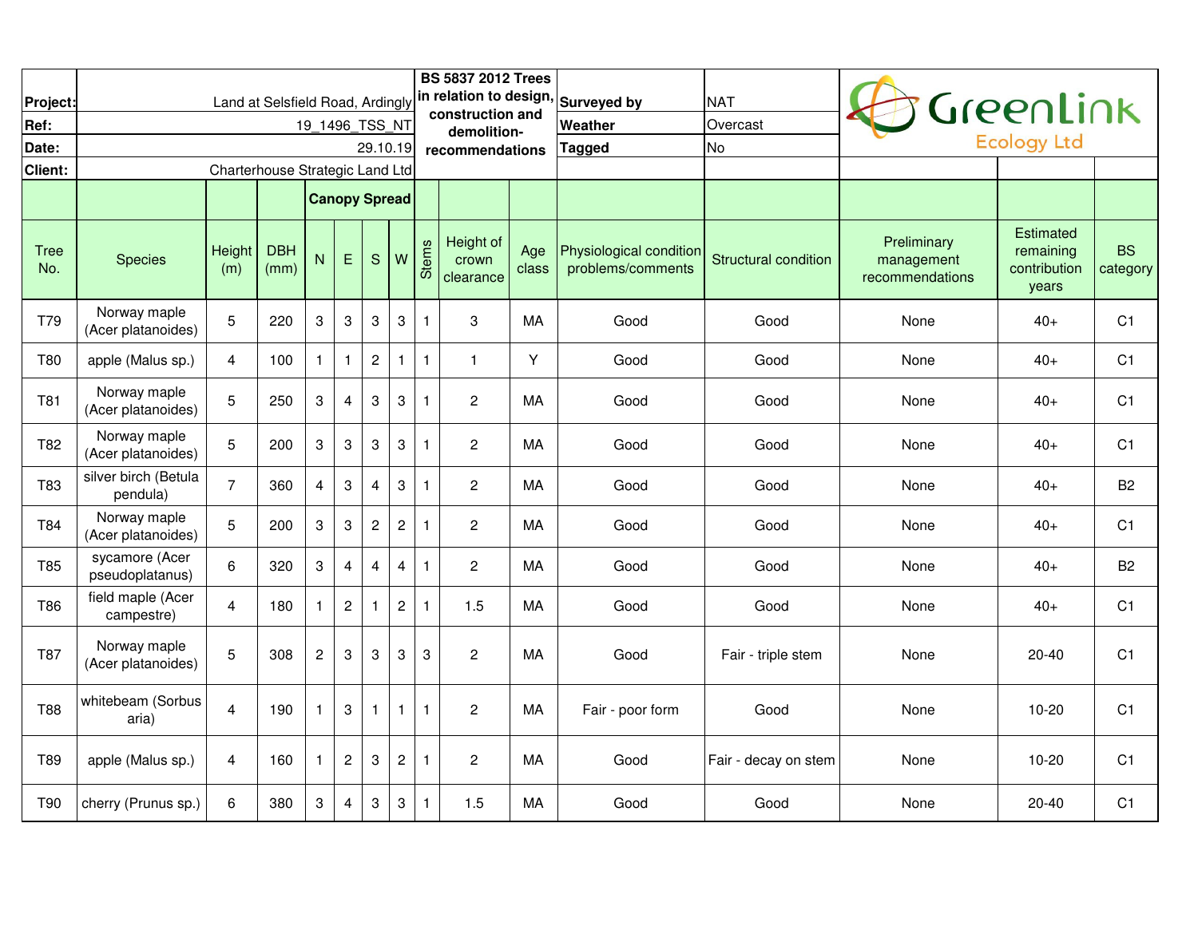| Project: | Land at Selsfield Road, Ardingly | BS 5837 2012 Trees in relation to design, construction and demolition- recommendations | Surveyed by | NAT |
|---|---|---|---|---|
| Ref: | 19_1496_TSS_NT | | Weather | Overcast |
| Date: | 29.10.19 | | Tagged | No |
| Client: | Charterhouse Strategic Land Ltd | | | |

GreenLink Ecology Ltd

| Tree No. | Species | Height (m) | DBH (mm) | Canopy Spread N | E | S | W | Stems | Height of crown clearance | Age class | Physiological condition problems/comments | Structural condition | Preliminary management recommendations | Estimated remaining contribution years | BS category |
|---|---|---|---|---|---|---|---|---|---|---|---|---|---|---|---|
| T79 | Norway maple (Acer platanoides) | 5 | 220 | 3 | 3 | 3 | 3 | 1 | 3 | MA | Good | Good | None | 40+ | C1 |
| T80 | apple (Malus sp.) | 4 | 100 | 1 | 1 | 2 | 1 | 1 | 1 | Y | Good | Good | None | 40+ | C1 |
| T81 | Norway maple (Acer platanoides) | 5 | 250 | 3 | 4 | 3 | 3 | 1 | 2 | MA | Good | Good | None | 40+ | C1 |
| T82 | Norway maple (Acer platanoides) | 5 | 200 | 3 | 3 | 3 | 3 | 1 | 2 | MA | Good | Good | None | 40+ | C1 |
| T83 | silver birch (Betula pendula) | 7 | 360 | 4 | 3 | 4 | 3 | 1 | 2 | MA | Good | Good | None | 40+ | B2 |
| T84 | Norway maple (Acer platanoides) | 5 | 200 | 3 | 3 | 2 | 2 | 1 | 2 | MA | Good | Good | None | 40+ | C1 |
| T85 | sycamore (Acer pseudoplatanus) | 6 | 320 | 3 | 4 | 4 | 4 | 1 | 2 | MA | Good | Good | None | 40+ | B2 |
| T86 | field maple (Acer campestre) | 4 | 180 | 1 | 2 | 1 | 2 | 1 | 1.5 | MA | Good | Good | None | 40+ | C1 |
| T87 | Norway maple (Acer platanoides) | 5 | 308 | 2 | 3 | 3 | 3 | 3 | 2 | MA | Good | Fair - triple stem | None | 20-40 | C1 |
| T88 | whitebeam (Sorbus aria) | 4 | 190 | 1 | 3 | 1 | 1 | 1 | 2 | MA | Fair - poor form | Good | None | 10-20 | C1 |
| T89 | apple (Malus sp.) | 4 | 160 | 1 | 2 | 3 | 2 | 1 | 2 | MA | Good | Fair - decay on stem | None | 10-20 | C1 |
| T90 | cherry (Prunus sp.) | 6 | 380 | 3 | 4 | 3 | 3 | 1 | 1.5 | MA | Good | Good | None | 20-40 | C1 |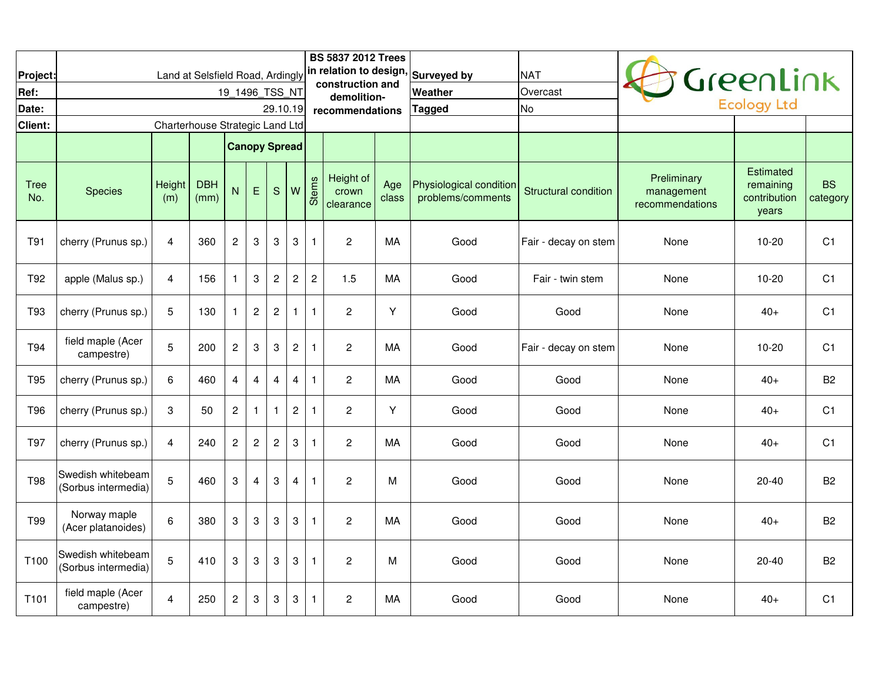| Project: | Land at Selsfield Road, Ardingly | BS 5837 2012 Trees in relation to design, construction and demolition- recommendations | Surveyed by | NAT |
|---|---|---|---|---|
| Ref: | 19_1496_TSS_NT | | Weather | Overcast |
| Date: | 29.10.19 | | Tagged | No |
| Client: | Charterhouse Strategic Land Ltd | | | |

GreenLink Ecology Ltd

| Tree No. | Species | Height (m) | DBH (mm) | Canopy Spread N | E | S | W | Stems | Height of crown clearance | Age class | Physiological condition problems/comments | Structural condition | Preliminary management recommendations | Estimated remaining contribution years | BS category |
|---|---|---|---|---|---|---|---|---|---|---|---|---|---|---|---|
| T91 | cherry (Prunus sp.) | 4 | 360 | 2 | 3 | 3 | 3 | 1 | 2 | MA | Good | Fair - decay on stem | None | 10-20 | C1 |
| T92 | apple (Malus sp.) | 4 | 156 | 1 | 3 | 2 | 2 | 2 | 1.5 | MA | Good | Fair - twin stem | None | 10-20 | C1 |
| T93 | cherry (Prunus sp.) | 5 | 130 | 1 | 2 | 2 | 1 | 1 | 2 | Y | Good | Good | None | 40+ | C1 |
| T94 | field maple (Acer campestre) | 5 | 200 | 2 | 3 | 3 | 2 | 1 | 2 | MA | Good | Fair - decay on stem | None | 10-20 | C1 |
| T95 | cherry (Prunus sp.) | 6 | 460 | 4 | 4 | 4 | 4 | 1 | 2 | MA | Good | Good | None | 40+ | B2 |
| T96 | cherry (Prunus sp.) | 3 | 50 | 2 | 1 | 1 | 2 | 1 | 2 | Y | Good | Good | None | 40+ | C1 |
| T97 | cherry (Prunus sp.) | 4 | 240 | 2 | 2 | 2 | 3 | 1 | 2 | MA | Good | Good | None | 40+ | C1 |
| T98 | Swedish whitebeam (Sorbus intermedia) | 5 | 460 | 3 | 4 | 3 | 4 | 1 | 2 | M | Good | Good | None | 20-40 | B2 |
| T99 | Norway maple (Acer platanoides) | 6 | 380 | 3 | 3 | 3 | 3 | 1 | 2 | MA | Good | Good | None | 40+ | B2 |
| T100 | Swedish whitebeam (Sorbus intermedia) | 5 | 410 | 3 | 3 | 3 | 3 | 1 | 2 | M | Good | Good | None | 20-40 | B2 |
| T101 | field maple (Acer campestre) | 4 | 250 | 2 | 3 | 3 | 3 | 1 | 2 | MA | Good | Good | None | 40+ | C1 |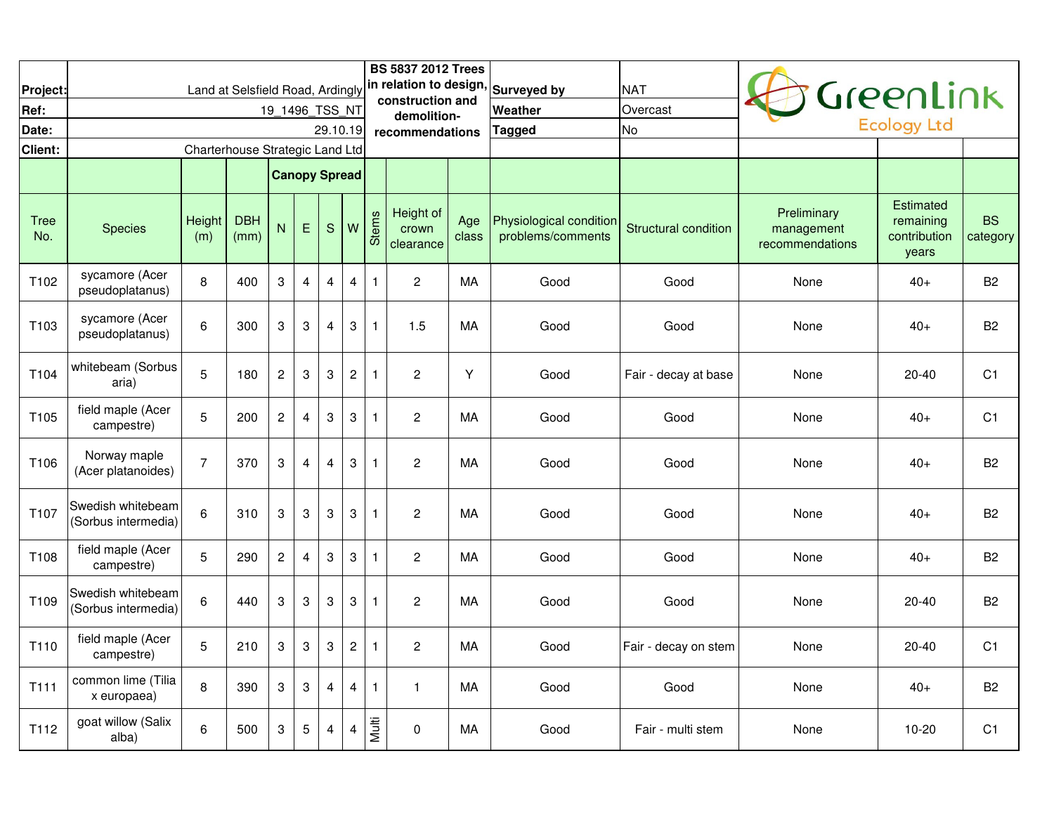| Project: | Land at Selsfield Road, Ardingly | BS 5837 2012 Trees in relation to design, construction and demolition-recommendations | Surveyed by | NAT | GreenLink Ecology Ltd |
|---|---|---|---|---|---|
| Ref: | 19_1496_TSS_NT | | Weather | Overcast | |
| Date: | 29.10.19 | | Tagged | No | |
| Client: | Charterhouse Strategic Land Ltd | | | | |

| Tree No. | Species | Height (m) | DBH (mm) | Canopy Spread N | E | S | W | Stems | Height of crown clearance | Age class | Physiological condition problems/comments | Structural condition | Preliminary management recommendations | Estimated remaining contribution years | BS category |
|---|---|---|---|---|---|---|---|---|---|---|---|---|---|---|---|
| T102 | sycamore (Acer pseudoplatanus) | 8 | 400 | 3 | 4 | 4 | 4 | 1 | 2 | MA | Good | Good | None | 40+ | B2 |
| T103 | sycamore (Acer pseudoplatanus) | 6 | 300 | 3 | 3 | 4 | 3 | 1 | 1.5 | MA | Good | Good | None | 40+ | B2 |
| T104 | whitebeam (Sorbus aria) | 5 | 180 | 2 | 3 | 3 | 2 | 1 | 2 | Y | Good | Fair - decay at base | None | 20-40 | C1 |
| T105 | field maple (Acer campestre) | 5 | 200 | 2 | 4 | 3 | 3 | 1 | 2 | MA | Good | Good | None | 40+ | C1 |
| T106 | Norway maple (Acer platanoides) | 7 | 370 | 3 | 4 | 4 | 3 | 1 | 2 | MA | Good | Good | None | 40+ | B2 |
| T107 | Swedish whitebeam (Sorbus intermedia) | 6 | 310 | 3 | 3 | 3 | 3 | 1 | 2 | MA | Good | Good | None | 40+ | B2 |
| T108 | field maple (Acer campestre) | 5 | 290 | 2 | 4 | 3 | 3 | 1 | 2 | MA | Good | Good | None | 40+ | B2 |
| T109 | Swedish whitebeam (Sorbus intermedia) | 6 | 440 | 3 | 3 | 3 | 3 | 1 | 2 | MA | Good | Good | None | 20-40 | B2 |
| T110 | field maple (Acer campestre) | 5 | 210 | 3 | 3 | 3 | 2 | 1 | 2 | MA | Good | Fair - decay on stem | None | 20-40 | C1 |
| T111 | common lime (Tilia x europaea) | 8 | 390 | 3 | 3 | 4 | 4 | 1 | 1 | MA | Good | Good | None | 40+ | B2 |
| T112 | goat willow (Salix alba) | 6 | 500 | 3 | 5 | 4 | 4 | Multi | 0 | MA | Good | Fair - multi stem | None | 10-20 | C1 |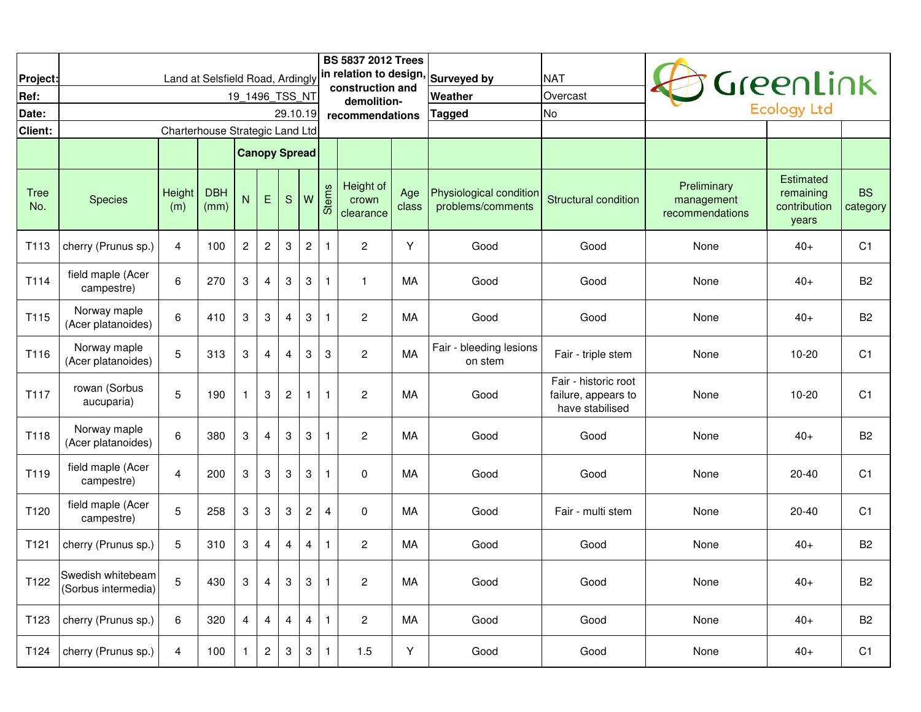| | | | | | | | | | | | | | | | | |
|---|---|---|---|---|---|---|---|---|---|---|---|---|---|---|---|---|
| **Project:** | Land at Selsfield Road, Ardingly | | | | | | | **BS 5837 2012 Trees in relation to design, construction and demolition-recommendations** | | **Surveyed by** | NAT | GreenLink Ecology Ltd | | | | |
| **Ref:** | 19_1496_TSS_NT | | | | | | | | | **Weather** | Overcast | | | | | |
| **Date:** | 29.10.19 | | | | | | | | | **Tagged** | No | | | | | |
| **Client:** | Charterhouse Strategic Land Ltd | | | | | | | | | | | | | | | |

| Tree No. | Species | Height (m) | DBH (mm) | Canopy Spread N | E | S | W | Stems | Height of crown clearance | Age class | Physiological condition problems/comments | Structural condition | Preliminary management recommendations | Estimated remaining contribution years | BS category |
|---|---|---|---|---|---|---|---|---|---|---|---|---|---|---|---|
| T113 | cherry (Prunus sp.) | 4 | 100 | 2 | 2 | 3 | 2 | 1 | 2 | Y | Good | Good | None | 40+ | C1 |
| T114 | field maple (Acer campestre) | 6 | 270 | 3 | 4 | 3 | 3 | 1 | 1 | MA | Good | Good | None | 40+ | B2 |
| T115 | Norway maple (Acer platanoides) | 6 | 410 | 3 | 3 | 4 | 3 | 1 | 2 | MA | Good | Good | None | 40+ | B2 |
| T116 | Norway maple (Acer platanoides) | 5 | 313 | 3 | 4 | 4 | 3 | 3 | 2 | MA | Fair - bleeding lesions on stem | Fair - triple stem | None | 10-20 | C1 |
| T117 | rowan (Sorbus aucuparia) | 5 | 190 | 1 | 3 | 2 | 1 | 1 | 2 | MA | Good | Fair - historic root failure, appears to have stabilised | None | 10-20 | C1 |
| T118 | Norway maple (Acer platanoides) | 6 | 380 | 3 | 4 | 3 | 3 | 1 | 2 | MA | Good | Good | None | 40+ | B2 |
| T119 | field maple (Acer campestre) | 4 | 200 | 3 | 3 | 3 | 3 | 1 | 0 | MA | Good | Good | None | 20-40 | C1 |
| T120 | field maple (Acer campestre) | 5 | 258 | 3 | 3 | 3 | 2 | 4 | 0 | MA | Good | Fair - multi stem | None | 20-40 | C1 |
| T121 | cherry (Prunus sp.) | 5 | 310 | 3 | 4 | 4 | 4 | 1 | 2 | MA | Good | Good | None | 40+ | B2 |
| T122 | Swedish whitebeam (Sorbus intermedia) | 5 | 430 | 3 | 4 | 3 | 3 | 1 | 2 | MA | Good | Good | None | 40+ | B2 |
| T123 | cherry (Prunus sp.) | 6 | 320 | 4 | 4 | 4 | 4 | 1 | 2 | MA | Good | Good | None | 40+ | B2 |
| T124 | cherry (Prunus sp.) | 4 | 100 | 1 | 2 | 3 | 3 | 1 | 1.5 | Y | Good | Good | None | 40+ | C1 |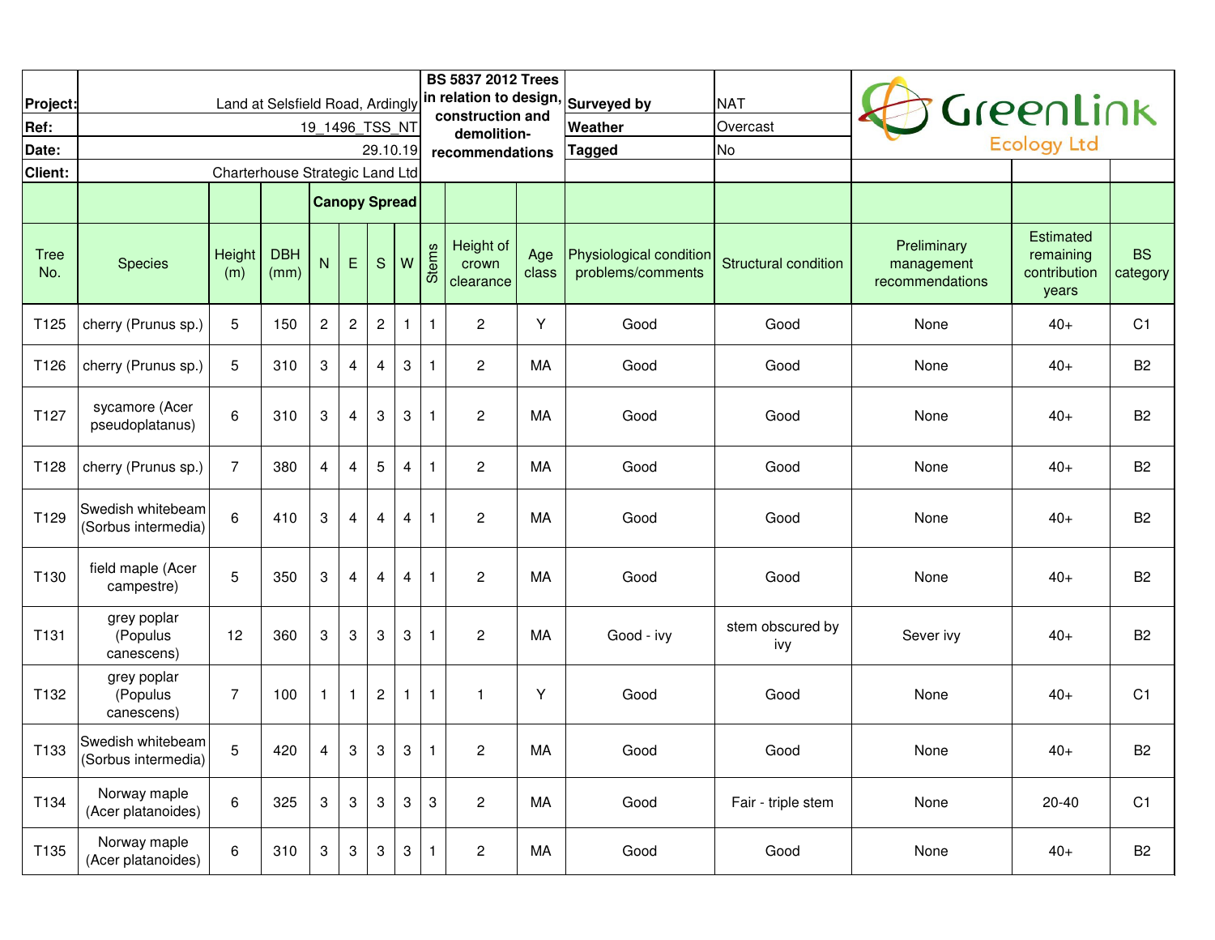| | | | | | | | | | | | | | | | | | | |
|---|---|---|---|---|---|---|---|---|---|---|---|---|---|---|---|---|---|---|
| **Project:** | Land at Selsfield Road, Ardingly | | | | | | | **BS 5837 2012 Trees in relation to design, construction and demolition- recommendations** | | | **Surveyed by** | NAT | GreenLink Ecology Ltd | | |
| **Ref:** | 19_1496_TSS_NT | | | | | | | | | | **Weather** | Overcast | | | |
| **Date:** | 29.10.19 | | | | | | | | | | **Tagged** | No | | | |
| **Client:** | Charterhouse Strategic Land Ltd | | | | | | | | | | | | | | |

| Tree No. | Species | Height (m) | DBH (mm) | Canopy Spread N | E | S | W | Stems | Height of crown clearance | Age class | Physiological condition problems/comments | Structural condition | Preliminary management recommendations | Estimated remaining contribution years | BS category |
|---|---|---|---|---|---|---|---|---|---|---|---|---|---|---|---|
| T125 | cherry (Prunus sp.) | 5 | 150 | 2 | 2 | 2 | 1 | 1 | 2 | Y | Good | Good | None | 40+ | C1 |
| T126 | cherry (Prunus sp.) | 5 | 310 | 3 | 4 | 4 | 3 | 1 | 2 | MA | Good | Good | None | 40+ | B2 |
| T127 | sycamore (Acer pseudoplatanus) | 6 | 310 | 3 | 4 | 3 | 3 | 1 | 2 | MA | Good | Good | None | 40+ | B2 |
| T128 | cherry (Prunus sp.) | 7 | 380 | 4 | 4 | 5 | 4 | 1 | 2 | MA | Good | Good | None | 40+ | B2 |
| T129 | Swedish whitebeam (Sorbus intermedia) | 6 | 410 | 3 | 4 | 4 | 4 | 1 | 2 | MA | Good | Good | None | 40+ | B2 |
| T130 | field maple (Acer campestre) | 5 | 350 | 3 | 4 | 4 | 4 | 1 | 2 | MA | Good | Good | None | 40+ | B2 |
| T131 | grey poplar (Populus canescens) | 12 | 360 | 3 | 3 | 3 | 3 | 1 | 2 | MA | Good - ivy | stem obscured by ivy | Sever ivy | 40+ | B2 |
| T132 | grey poplar (Populus canescens) | 7 | 100 | 1 | 1 | 2 | 1 | 1 | 1 | Y | Good | Good | None | 40+ | C1 |
| T133 | Swedish whitebeam (Sorbus intermedia) | 5 | 420 | 4 | 3 | 3 | 3 | 1 | 2 | MA | Good | Good | None | 40+ | B2 |
| T134 | Norway maple (Acer platanoides) | 6 | 325 | 3 | 3 | 3 | 3 | 3 | 2 | MA | Good | Fair - triple stem | None | 20-40 | C1 |
| T135 | Norway maple (Acer platanoides) | 6 | 310 | 3 | 3 | 3 | 3 | 1 | 2 | MA | Good | Good | None | 40+ | B2 |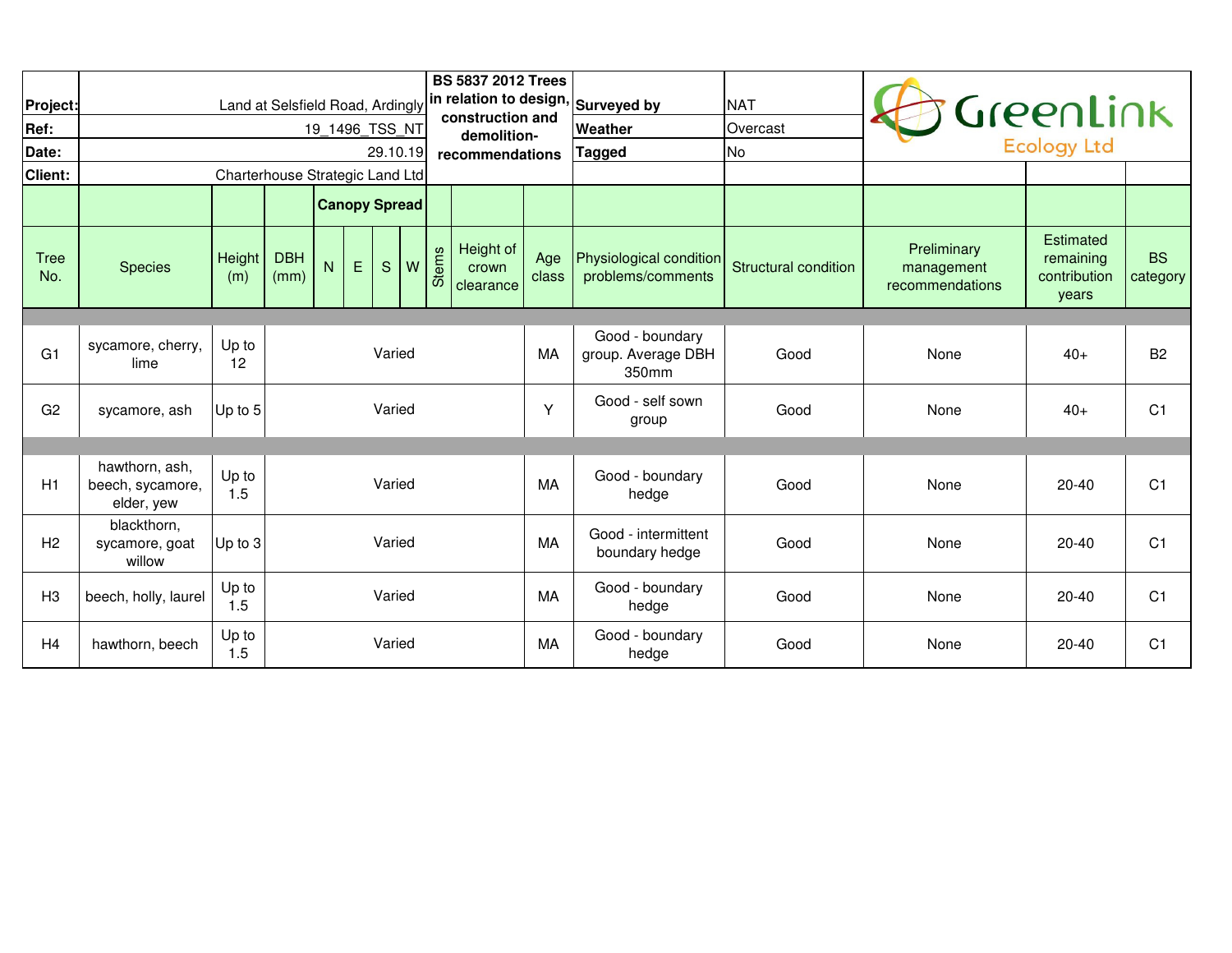| | | | |
|---|---|---|---|
| **Project:** | Land at Selsfield Road, Ardingly | **Surveyed by** | NAT |
| **Ref:** | 19_1496_TSS_NT | **Weather** | Overcast |
| **Date:** | 29.10.19 | **Tagged** | No |
| **Client:** | Charterhouse Strategic Land Ltd | | |

**BS 5837 2012 Trees in relation to design, construction and demolition-recommendations**

GreenLink Ecology Ltd

| Tree No. | Species | Height (m) | DBH (mm) | Canopy Spread N | E | S | W | Stems | Height of crown clearance | Age class | Physiological condition problems/comments | Structural condition | Preliminary management recommendations | Estimated remaining contribution years | BS category |
|---|---|---|---|---|---|---|---|---|---|---|---|---|---|---|---|
| G1 | sycamore, cherry, lime | Up to 12 | Varied | | | | | | | MA | Good - boundary group. Average DBH 350mm | Good | None | 40+ | B2 |
| G2 | sycamore, ash | Up to 5 | Varied | | | | | | | Y | Good - self sown group | Good | None | 40+ | C1 |
| H1 | hawthorn, ash, beech, sycamore, elder, yew | Up to 1.5 | Varied | | | | | | | MA | Good - boundary hedge | Good | None | 20-40 | C1 |
| H2 | blackthorn, sycamore, goat willow | Up to 3 | Varied | | | | | | | MA | Good - intermittent boundary hedge | Good | None | 20-40 | C1 |
| H3 | beech, holly, laurel | Up to 1.5 | Varied | | | | | | | MA | Good - boundary hedge | Good | None | 20-40 | C1 |
| H4 | hawthorn, beech | Up to 1.5 | Varied | | | | | | | MA | Good - boundary hedge | Good | None | 20-40 | C1 |